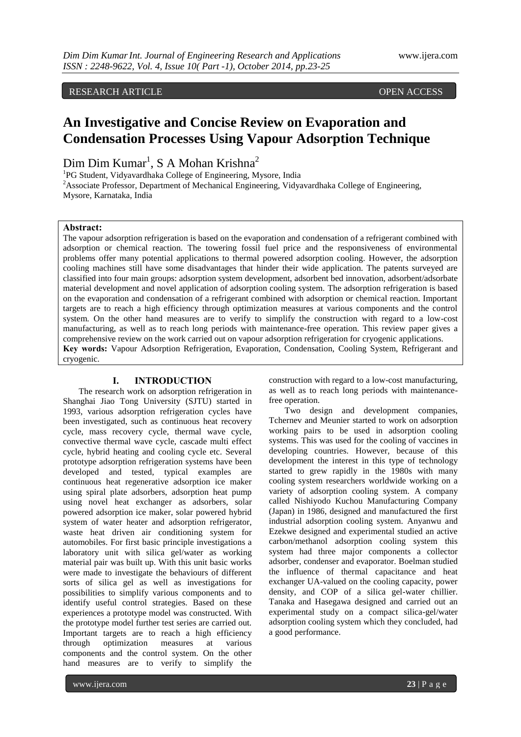RESEARCH ARTICLE OPEN ACCESS

# An Investigative and Concise Review on Evaporation and Condensation Processes Using Vapour Adsorption Technique

Dim Dim Kumar[1], S A Mohan Krishna[2]

[1]PG Student, Vidyavardhaka College of Engineering, Mysore, India

[2]Associate Professor, Department of Mechanical Engineering, Vidyavardhaka College of Engineering, Mysore, Karnataka, India

**Abstract:**
The vapour adsorption refrigeration is based on the evaporation and condensation of a refrigerant combined with adsorption or chemical reaction. The towering fossil fuel price and the responsiveness of environmental problems offer many potential applications to thermal powered adsorption cooling. However, the adsorption cooling machines still have some disadvantages that hinder their wide application. The patents surveyed are classified into four main groups: adsorption system development, adsorbent bed innovation, adsorbent/adsorbate material development and novel application of adsorption cooling system. The adsorption refrigeration is based on the evaporation and condensation of a refrigerant combined with adsorption or chemical reaction. Important targets are to reach a high efficiency through optimization measures at various components and the control system. On the other hand measures are to verify to simplify the construction with regard to a low-cost manufacturing, as well as to reach long periods with maintenance-free operation. This review paper gives a comprehensive review on the work carried out on vapour adsorption refrigeration for cryogenic applications.

**Key words:** Vapour Adsorption Refrigeration, Evaporation, Condensation, Cooling System, Refrigerant and cryogenic.

## I. INTRODUCTION

The research work on adsorption refrigeration in Shanghai Jiao Tong University (SJTU) started in 1993, various adsorption refrigeration cycles have been investigated, such as continuous heat recovery cycle, mass recovery cycle, thermal wave cycle, convective thermal wave cycle, cascade multi effect cycle, hybrid heating and cooling cycle etc. Several prototype adsorption refrigeration systems have been developed and tested, typical examples are continuous heat regenerative adsorption ice maker using spiral plate adsorbers, adsorption heat pump using novel heat exchanger as adsorbers, solar powered adsorption ice maker, solar powered hybrid system of water heater and adsorption refrigerator, waste heat driven air conditioning system for automobiles. For first basic principle investigations a laboratory unit with silica gel/water as working material pair was built up. With this unit basic works were made to investigate the behaviours of different sorts of silica gel as well as investigations for possibilities to simplify various components and to identify useful control strategies. Based on these experiences a prototype model was constructed. With the prototype model further test series are carried out. Important targets are to reach a high efficiency through optimization measures at various components and the control system. On the other hand measures are to verify to simplify the construction with regard to a low-cost manufacturing, as well as to reach long periods with maintenance-free operation.

Two design and development companies, Tchernev and Meunier started to work on adsorption working pairs to be used in adsorption cooling systems. This was used for the cooling of vaccines in developing countries. However, because of this development the interest in this type of technology started to grew rapidly in the 1980s with many cooling system researchers worldwide working on a variety of adsorption cooling system. A company called Nishiyodo Kuchou Manufacturing Company (Japan) in 1986, designed and manufactured the first industrial adsorption cooling system. Anyanwu and Ezekwe designed and experimental studied an active carbon/methanol adsorption cooling system this system had three major components a collector adsorber, condenser and evaporator. Boelman studied the influence of thermal capacitance and heat exchanger UA-valued on the cooling capacity, power density, and COP of a silica gel-water chillier. Tanaka and Hasegawa designed and carried out an experimental study on a compact silica-gel/water adsorption cooling system which they concluded, had a good performance.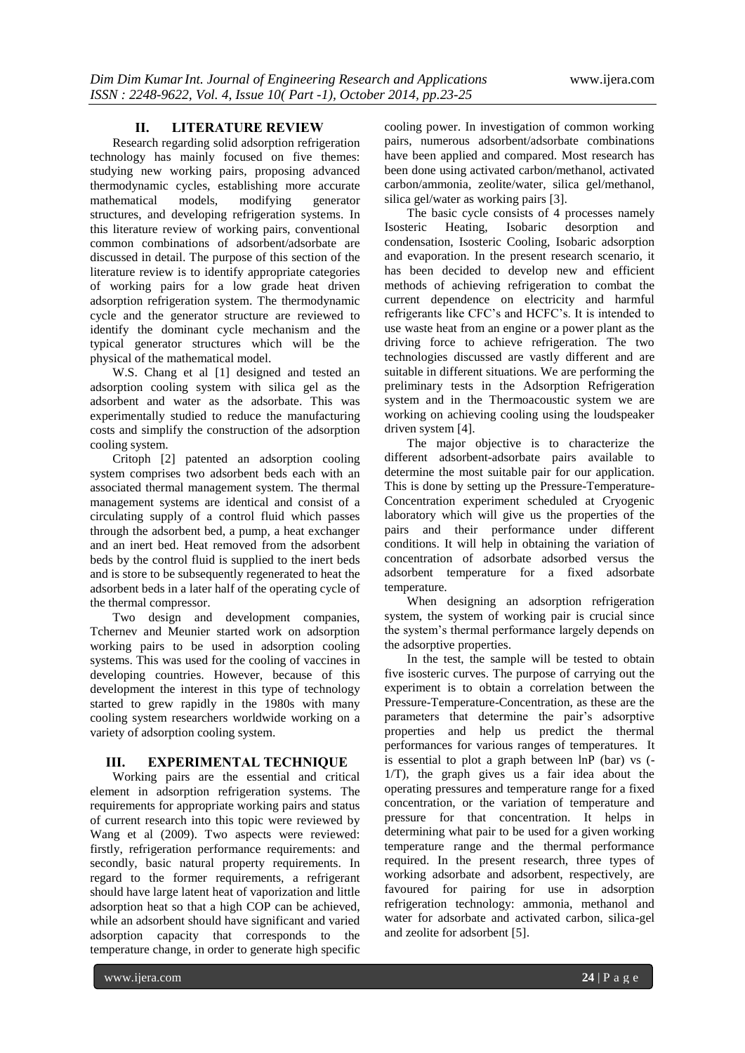## II. LITERATURE REVIEW

Research regarding solid adsorption refrigeration technology has mainly focused on five themes: studying new working pairs, proposing advanced thermodynamic cycles, establishing more accurate mathematical models, modifying generator structures, and developing refrigeration systems. In this literature review of working pairs, conventional common combinations of adsorbent/adsorbate are discussed in detail. The purpose of this section of the literature review is to identify appropriate categories of working pairs for a low grade heat driven adsorption refrigeration system. The thermodynamic cycle and the generator structure are reviewed to identify the dominant cycle mechanism and the typical generator structures which will be the physical of the mathematical model.

W.S. Chang et al [1] designed and tested an adsorption cooling system with silica gel as the adsorbent and water as the adsorbate. This was experimentally studied to reduce the manufacturing costs and simplify the construction of the adsorption cooling system.

Critoph [2] patented an adsorption cooling system comprises two adsorbent beds each with an associated thermal management system. The thermal management systems are identical and consist of a circulating supply of a control fluid which passes through the adsorbent bed, a pump, a heat exchanger and an inert bed. Heat removed from the adsorbent beds by the control fluid is supplied to the inert beds and is store to be subsequently regenerated to heat the adsorbent beds in a later half of the operating cycle of the thermal compressor.

Two design and development companies, Tchernev and Meunier started work on adsorption working pairs to be used in adsorption cooling systems. This was used for the cooling of vaccines in developing countries. However, because of this development the interest in this type of technology started to grew rapidly in the 1980s with many cooling system researchers worldwide working on a variety of adsorption cooling system.

## III. EXPERIMENTAL TECHNIQUE

Working pairs are the essential and critical element in adsorption refrigeration systems. The requirements for appropriate working pairs and status of current research into this topic were reviewed by Wang et al (2009). Two aspects were reviewed: firstly, refrigeration performance requirements: and secondly, basic natural property requirements. In regard to the former requirements, a refrigerant should have large latent heat of vaporization and little adsorption heat so that a high COP can be achieved, while an adsorbent should have significant and varied adsorption capacity that corresponds to the temperature change, in order to generate high specific cooling power. In investigation of common working pairs, numerous adsorbent/adsorbate combinations have been applied and compared. Most research has been done using activated carbon/methanol, activated carbon/ammonia, zeolite/water, silica gel/methanol, silica gel/water as working pairs [3].

The basic cycle consists of 4 processes namely Isosteric Heating, Isobaric desorption and condensation, Isosteric Cooling, Isobaric adsorption and evaporation. In the present research scenario, it has been decided to develop new and efficient methods of achieving refrigeration to combat the current dependence on electricity and harmful refrigerants like CFC's and HCFC's. It is intended to use waste heat from an engine or a power plant as the driving force to achieve refrigeration. The two technologies discussed are vastly different and are suitable in different situations. We are performing the preliminary tests in the Adsorption Refrigeration system and in the Thermoacoustic system we are working on achieving cooling using the loudspeaker driven system [4].

The major objective is to characterize the different adsorbent-adsorbate pairs available to determine the most suitable pair for our application. This is done by setting up the Pressure-Temperature-Concentration experiment scheduled at Cryogenic laboratory which will give us the properties of the pairs and their performance under different conditions. It will help in obtaining the variation of concentration of adsorbate adsorbed versus the adsorbent temperature for a fixed adsorbate temperature.

When designing an adsorption refrigeration system, the system of working pair is crucial since the system's thermal performance largely depends on the adsorptive properties.

In the test, the sample will be tested to obtain five isosteric curves. The purpose of carrying out the experiment is to obtain a correlation between the Pressure-Temperature-Concentration, as these are the parameters that determine the pair's adsorptive properties and help us predict the thermal performances for various ranges of temperatures. It is essential to plot a graph between lnP (bar) vs ($-1/T$), the graph gives us a fair idea about the operating pressures and temperature range for a fixed concentration, or the variation of temperature and pressure for that concentration. It helps in determining what pair to be used for a given working temperature range and the thermal performance required. In the present research, three types of working adsorbate and adsorbent, respectively, are favoured for pairing for use in adsorption refrigeration technology: ammonia, methanol and water for adsorbate and activated carbon, silica-gel and zeolite for adsorbent [5].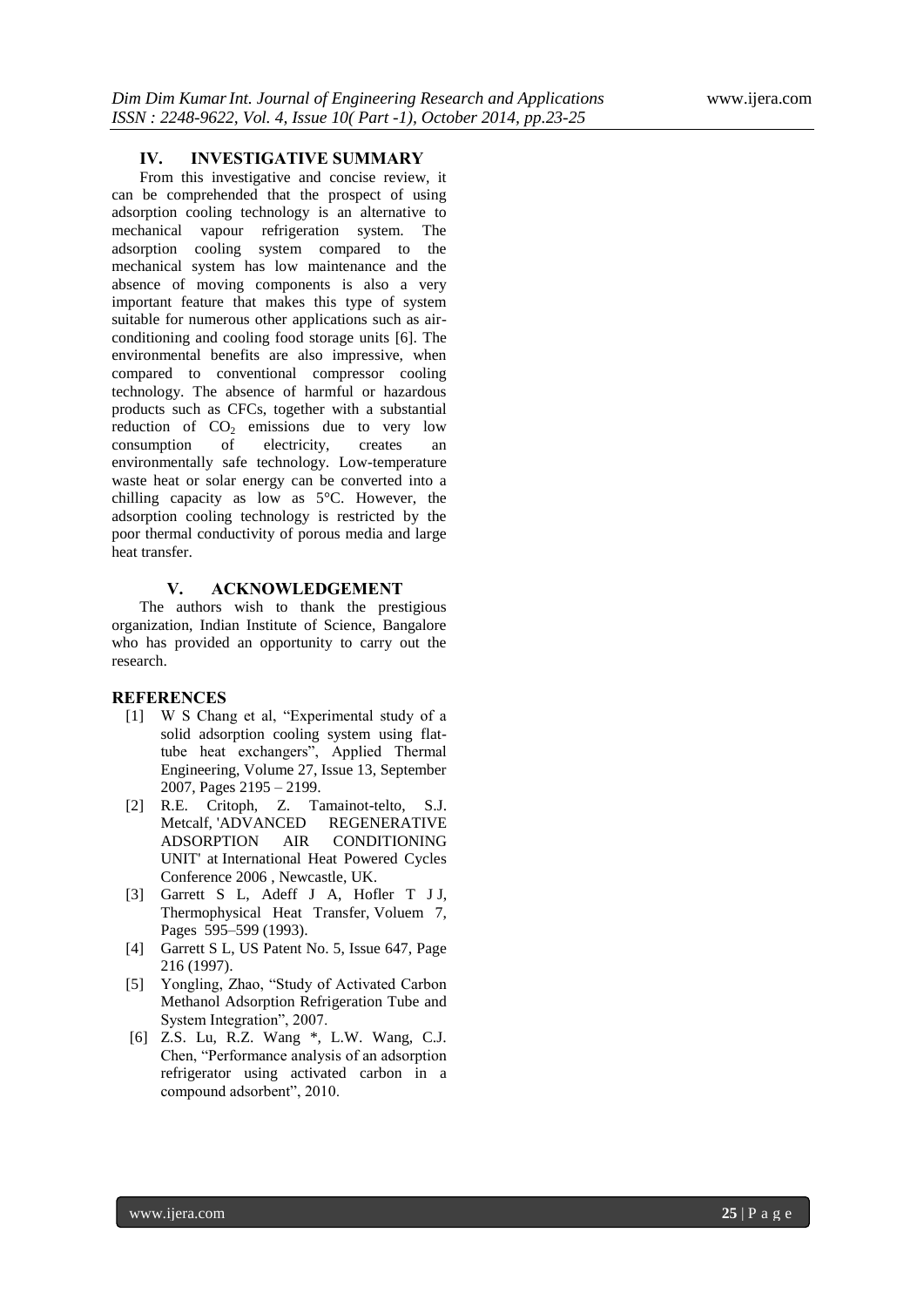## IV. INVESTIGATIVE SUMMARY

From this investigative and concise review, it can be comprehended that the prospect of using adsorption cooling technology is an alternative to mechanical vapour refrigeration system. The adsorption cooling system compared to the mechanical system has low maintenance and the absence of moving components is also a very important feature that makes this type of system suitable for numerous other applications such as air-conditioning and cooling food storage units [6]. The environmental benefits are also impressive, when compared to conventional compressor cooling technology. The absence of harmful or hazardous products such as CFCs, together with a substantial reduction of $CO_2$ emissions due to very low consumption of electricity, creates an environmentally safe technology. Low-temperature waste heat or solar energy can be converted into a chilling capacity as low as 5°C. However, the adsorption cooling technology is restricted by the poor thermal conductivity of porous media and large heat transfer.

## V. ACKNOWLEDGEMENT

The authors wish to thank the prestigious organization, Indian Institute of Science, Bangalore who has provided an opportunity to carry out the research.

## REFERENCES

[1] W S Chang et al, "Experimental study of a solid adsorption cooling system using flat-tube heat exchangers", Applied Thermal Engineering, Volume 27, Issue 13, September 2007, Pages 2195 – 2199.

[2] R.E. Critoph, Z. Tamainot-telto, S.J. Metcalf, 'ADVANCED REGENERATIVE ADSORPTION AIR CONDITIONING UNIT' at International Heat Powered Cycles Conference 2006 , Newcastle, UK.

[3] Garrett S L, Adeff J A, Hofler T J J, Thermophysical Heat Transfer, Voluem 7, Pages 595–599 (1993).

[4] Garrett S L, US Patent No. 5, Issue 647, Page 216 (1997).

[5] Yongling, Zhao, "Study of Activated Carbon Methanol Adsorption Refrigeration Tube and System Integration", 2007.

[6] Z.S. Lu, R.Z. Wang *, L.W. Wang, C.J. Chen, "Performance analysis of an adsorption refrigerator using activated carbon in a compound adsorbent", 2010.